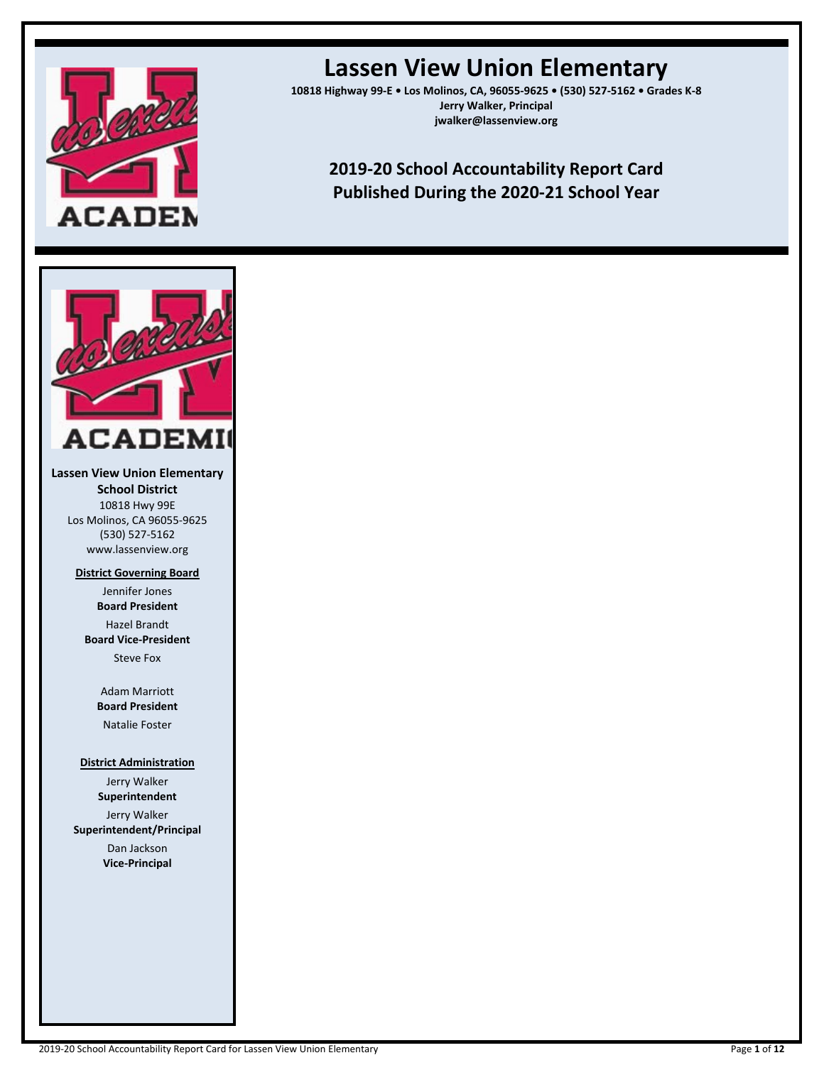# Lassen View Union Elementary

**10818 Highway 99-E • Los Molinos, CA, 96055-9625 • (530) 527-5162 • Grades K-8**
**Jerry Walker, Principal**
**jwalker@lassenview.org**

## 2019-20 School Accountability Report Card
## Published During the 2020-21 School Year

**Lassen View Union Elementary School District**
10818 Hwy 99E
Los Molinos, CA 96055-9625
(530) 527-5162
www.lassenview.org

**District Governing Board**

Jennifer Jones
**Board President**

Hazel Brandt
**Board Vice-President**

Steve Fox

Adam Marriott
**Board President**

Natalie Foster

**District Administration**

Jerry Walker
**Superintendent**

Jerry Walker
**Superintendent/Principal**

Dan Jackson
**Vice-Principal**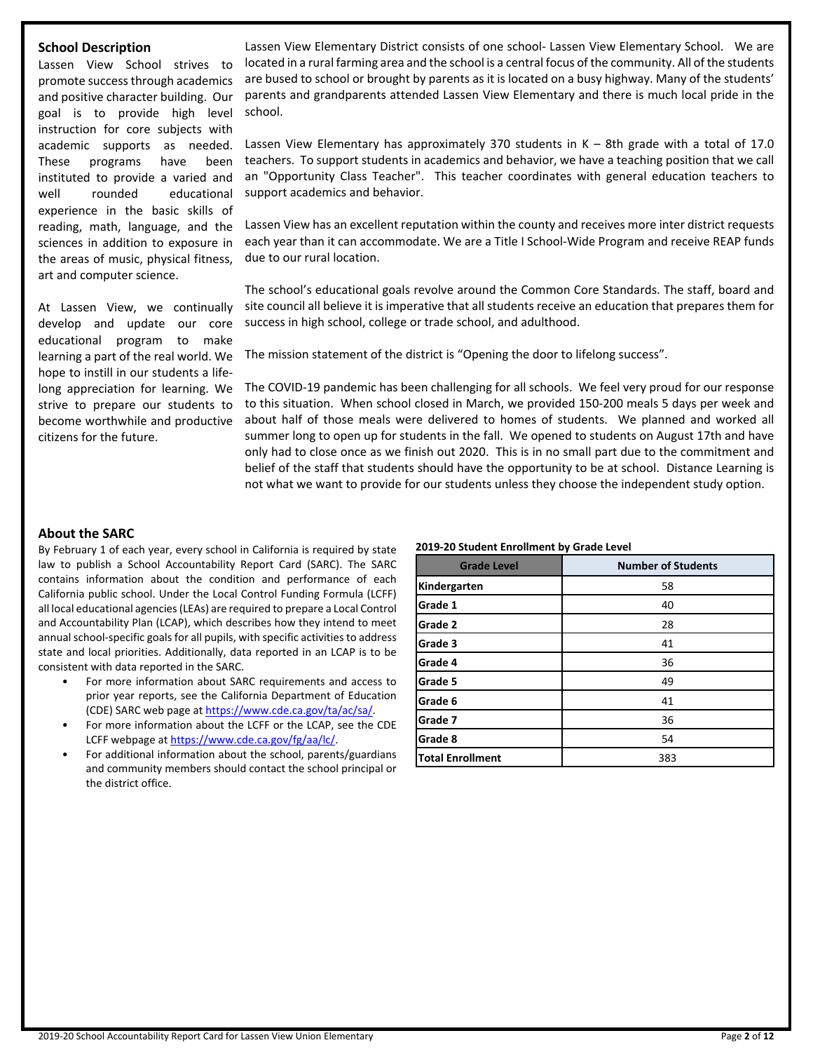## School Description

Lassen View School strives to promote success through academics and positive character building. Our goal is to provide high level instruction for core subjects with academic supports as needed. These programs have been instituted to provide a varied and well rounded educational experience in the basic skills of reading, math, language, and the sciences in addition to exposure in the areas of music, physical fitness, art and computer science.

At Lassen View, we continually develop and update our core educational program to make learning a part of the real world. We hope to instill in our students a life-long appreciation for learning. We strive to prepare our students to become worthwhile and productive citizens for the future.

Lassen View Elementary District consists of one school- Lassen View Elementary School. We are located in a rural farming area and the school is a central focus of the community. All of the students are bused to school or brought by parents as it is located on a busy highway. Many of the students' parents and grandparents attended Lassen View Elementary and there is much local pride in the school.

Lassen View Elementary has approximately 370 students in K – 8th grade with a total of 17.0 teachers. To support students in academics and behavior, we have a teaching position that we call an "Opportunity Class Teacher". This teacher coordinates with general education teachers to support academics and behavior.

Lassen View has an excellent reputation within the county and receives more inter district requests each year than it can accommodate. We are a Title I School-Wide Program and receive REAP funds due to our rural location.

The school's educational goals revolve around the Common Core Standards. The staff, board and site council all believe it is imperative that all students receive an education that prepares them for success in high school, college or trade school, and adulthood.

The mission statement of the district is "Opening the door to lifelong success".

The COVID-19 pandemic has been challenging for all schools. We feel very proud for our response to this situation. When school closed in March, we provided 150-200 meals 5 days per week and about half of those meals were delivered to homes of students. We planned and worked all summer long to open up for students in the fall. We opened to students on August 17th and have only had to close once as we finish out 2020. This is in no small part due to the commitment and belief of the staff that students should have the opportunity to be at school. Distance Learning is not what we want to provide for our students unless they choose the independent study option.

## About the SARC

By February 1 of each year, every school in California is required by state law to publish a School Accountability Report Card (SARC). The SARC contains information about the condition and performance of each California public school. Under the Local Control Funding Formula (LCFF) all local educational agencies (LEAs) are required to prepare a Local Control and Accountability Plan (LCAP), which describes how they intend to meet annual school-specific goals for all pupils, with specific activities to address state and local priorities. Additionally, data reported in an LCAP is to be consistent with data reported in the SARC.

- For more information about SARC requirements and access to prior year reports, see the California Department of Education (CDE) SARC web page at https://www.cde.ca.gov/ta/ac/sa/.
- For more information about the LCFF or the LCAP, see the CDE LCFF webpage at https://www.cde.ca.gov/fg/aa/lc/.
- For additional information about the school, parents/guardians and community members should contact the school principal or the district office.

**2019-20 Student Enrollment by Grade Level**

| Grade Level | Number of Students |
|---|---|
| Kindergarten | 58 |
| Grade 1 | 40 |
| Grade 2 | 28 |
| Grade 3 | 41 |
| Grade 4 | 36 |
| Grade 5 | 49 |
| Grade 6 | 41 |
| Grade 7 | 36 |
| Grade 8 | 54 |
| Total Enrollment | 383 |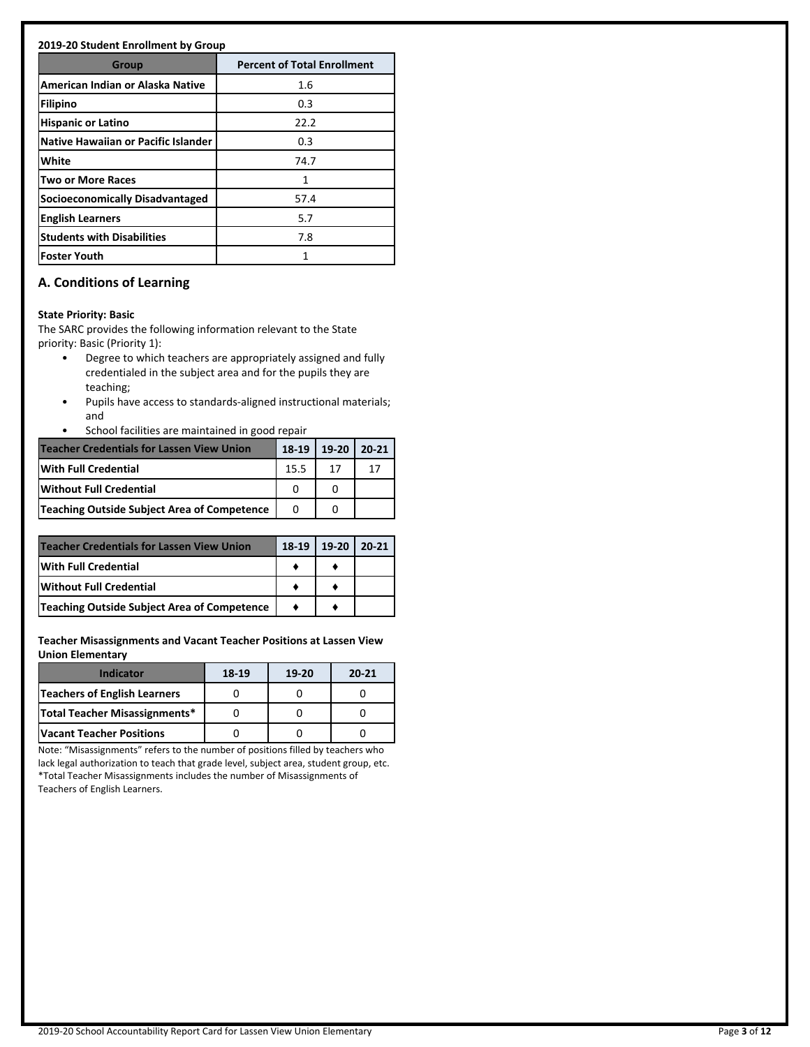**2019-20 Student Enrollment by Group**

| Group | Percent of Total Enrollment |
|---|---|
| American Indian or Alaska Native | 1.6 |
| Filipino | 0.3 |
| Hispanic or Latino | 22.2 |
| Native Hawaiian or Pacific Islander | 0.3 |
| White | 74.7 |
| Two or More Races | 1 |
| Socioeconomically Disadvantaged | 57.4 |
| English Learners | 5.7 |
| Students with Disabilities | 7.8 |
| Foster Youth | 1 |

## A. Conditions of Learning

**State Priority: Basic**

The SARC provides the following information relevant to the State priority: Basic (Priority 1):

- Degree to which teachers are appropriately assigned and fully credentialed in the subject area and for the pupils they are teaching;
- Pupils have access to standards-aligned instructional materials; and
- School facilities are maintained in good repair

| Teacher Credentials for Lassen View Union | 18-19 | 19-20 | 20-21 |
|---|---|---|---|
| With Full Credential | 15.5 | 17 | 17 |
| Without Full Credential | 0 | 0 | |
| Teaching Outside Subject Area of Competence | 0 | 0 | |

| Teacher Credentials for Lassen View Union | 18-19 | 19-20 | 20-21 |
|---|---|---|---|
| With Full Credential | ♦ | ♦ | |
| Without Full Credential | ♦ | ♦ | |
| Teaching Outside Subject Area of Competence | ♦ | ♦ | |

**Teacher Misassignments and Vacant Teacher Positions at Lassen View Union Elementary**

| Indicator | 18-19 | 19-20 | 20-21 |
|---|---|---|---|
| Teachers of English Learners | 0 | 0 | 0 |
| Total Teacher Misassignments* | 0 | 0 | 0 |
| Vacant Teacher Positions | 0 | 0 | 0 |

Note: "Misassignments" refers to the number of positions filled by teachers who lack legal authorization to teach that grade level, subject area, student group, etc.
*Total Teacher Misassignments includes the number of Misassignments of Teachers of English Learners.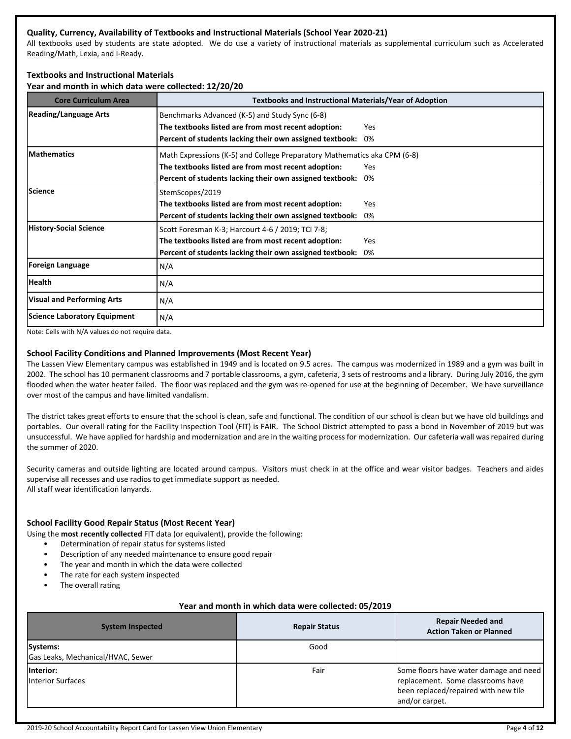### Quality, Currency, Availability of Textbooks and Instructional Materials (School Year 2020-21)

All textbooks used by students are state adopted. We do use a variety of instructional materials as supplemental curriculum such as Accelerated Reading/Math, Lexia, and I-Ready.

### Textbooks and Instructional Materials

**Year and month in which data were collected: 12/20/20**

| Core Curriculum Area | Textbooks and Instructional Materials/Year of Adoption |
|---|---|
| **Reading/Language Arts** | Benchmarks Advanced (K-5) and Study Sync (6-8)<br>**The textbooks listed are from most recent adoption:** Yes<br>**Percent of students lacking their own assigned textbook:** 0% |
| **Mathematics** | Math Expressions (K-5) and College Preparatory Mathematics aka CPM (6-8)<br>**The textbooks listed are from most recent adoption:** Yes<br>**Percent of students lacking their own assigned textbook:** 0% |
| **Science** | StemScopes/2019<br>**The textbooks listed are from most recent adoption:** Yes<br>**Percent of students lacking their own assigned textbook:** 0% |
| **History-Social Science** | Scott Foresman K-3; Harcourt 4-6 / 2019; TCI 7-8;<br>**The textbooks listed are from most recent adoption:** Yes<br>**Percent of students lacking their own assigned textbook:** 0% |
| **Foreign Language** | N/A |
| **Health** | N/A |
| **Visual and Performing Arts** | N/A |
| **Science Laboratory Equipment** | N/A |

Note: Cells with N/A values do not require data.

### School Facility Conditions and Planned Improvements (Most Recent Year)

The Lassen View Elementary campus was established in 1949 and is located on 9.5 acres. The campus was modernized in 1989 and a gym was built in 2002. The school has 10 permanent classrooms and 7 portable classrooms, a gym, cafeteria, 3 sets of restrooms and a library. During July 2016, the gym flooded when the water heater failed. The floor was replaced and the gym was re-opened for use at the beginning of December. We have surveillance over most of the campus and have limited vandalism.

The district takes great efforts to ensure that the school is clean, safe and functional. The condition of our school is clean but we have old buildings and portables. Our overall rating for the Facility Inspection Tool (FIT) is FAIR. The School District attempted to pass a bond in November of 2019 but was unsuccessful. We have applied for hardship and modernization and are in the waiting process for modernization. Our cafeteria wall was repaired during the summer of 2020.

Security cameras and outside lighting are located around campus. Visitors must check in at the office and wear visitor badges. Teachers and aides supervise all recesses and use radios to get immediate support as needed.
All staff wear identification lanyards.

### School Facility Good Repair Status (Most Recent Year)

Using the **most recently collected** FIT data (or equivalent), provide the following:

- Determination of repair status for systems listed
- Description of any needed maintenance to ensure good repair
- The year and month in which the data were collected
- The rate for each system inspected
- The overall rating

**Year and month in which data were collected: 05/2019**

| System Inspected | Repair Status | Repair Needed and Action Taken or Planned |
|---|---|---|
| **Systems:**<br>Gas Leaks, Mechanical/HVAC, Sewer | Good | |
| **Interior:**<br>Interior Surfaces | Fair | Some floors have water damage and need replacement. Some classrooms have been replaced/repaired with new tile and/or carpet. |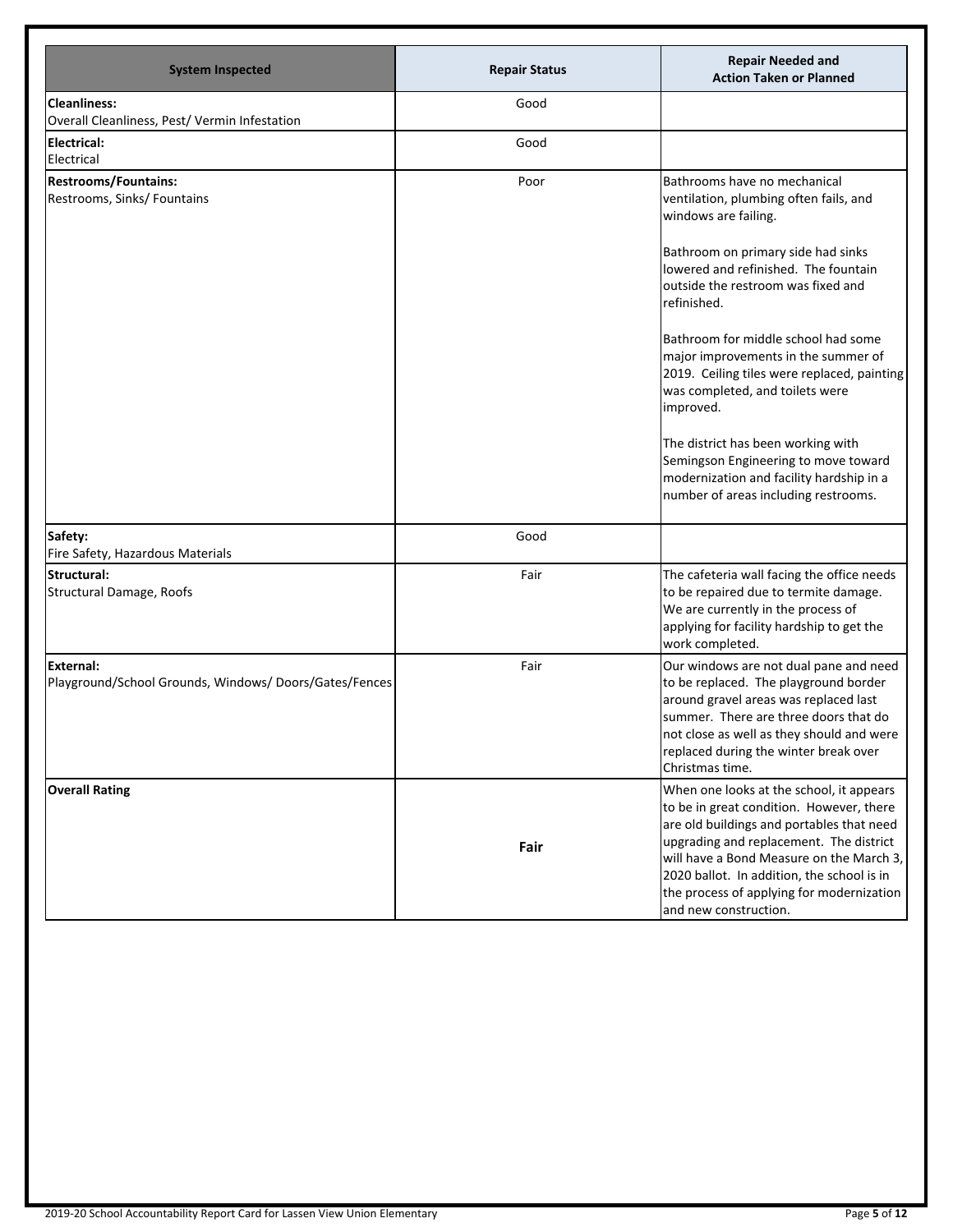| System Inspected | Repair Status | Repair Needed and Action Taken or Planned |
| --- | --- | --- |
| **Cleanliness:** Overall Cleanliness, Pest/ Vermin Infestation | Good | |
| **Electrical:** Electrical | Good | |
| **Restrooms/Fountains:** Restrooms, Sinks/ Fountains | Poor | Bathrooms have no mechanical ventilation, plumbing often fails, and windows are failing.<br><br>Bathroom on primary side had sinks lowered and refinished. The fountain outside the restroom was fixed and refinished.<br><br>Bathroom for middle school had some major improvements in the summer of 2019. Ceiling tiles were replaced, painting was completed, and toilets were improved.<br><br>The district has been working with Semingson Engineering to move toward modernization and facility hardship in a number of areas including restrooms. |
| **Safety:** Fire Safety, Hazardous Materials | Good | |
| **Structural:** Structural Damage, Roofs | Fair | The cafeteria wall facing the office needs to be repaired due to termite damage. We are currently in the process of applying for facility hardship to get the work completed. |
| **External:** Playground/School Grounds, Windows/ Doors/Gates/Fences | Fair | Our windows are not dual pane and need to be replaced. The playground border around gravel areas was replaced last summer. There are three doors that do not close as well as they should and were replaced during the winter break over Christmas time. |
| **Overall Rating** | **Fair** | When one looks at the school, it appears to be in great condition. However, there are old buildings and portables that need upgrading and replacement. The district will have a Bond Measure on the March 3, 2020 ballot. In addition, the school is in the process of applying for modernization and new construction. |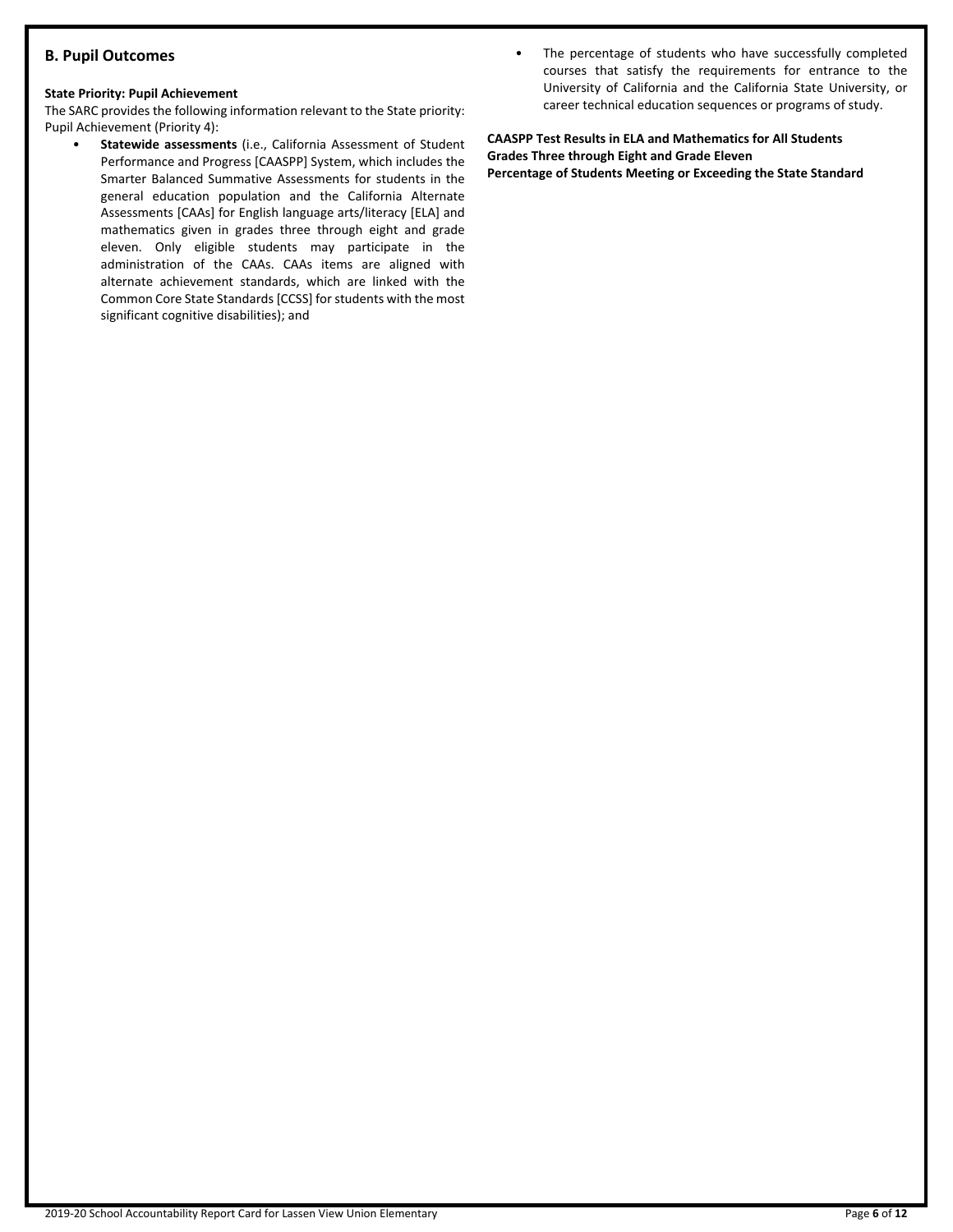## B. Pupil Outcomes

**State Priority: Pupil Achievement**

The SARC provides the following information relevant to the State priority: Pupil Achievement (Priority 4):

- **Statewide assessments** (i.e., California Assessment of Student Performance and Progress [CAASPP] System, which includes the Smarter Balanced Summative Assessments for students in the general education population and the California Alternate Assessments [CAAs] for English language arts/literacy [ELA] and mathematics given in grades three through eight and grade eleven. Only eligible students may participate in the administration of the CAAs. CAAs items are aligned with alternate achievement standards, which are linked with the Common Core State Standards [CCSS] for students with the most significant cognitive disabilities); and
- The percentage of students who have successfully completed courses that satisfy the requirements for entrance to the University of California and the California State University, or career technical education sequences or programs of study.

**CAASPP Test Results in ELA and Mathematics for All Students**
**Grades Three through Eight and Grade Eleven**
**Percentage of Students Meeting or Exceeding the State Standard**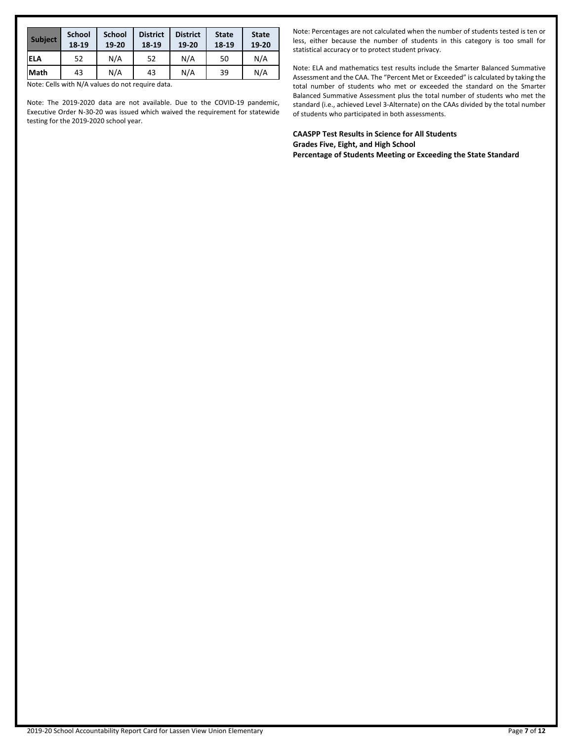| Subject | School 18-19 | School 19-20 | District 18-19 | District 19-20 | State 18-19 | State 19-20 |
| --- | --- | --- | --- | --- | --- | --- |
| ELA | 52 | N/A | 52 | N/A | 50 | N/A |
| Math | 43 | N/A | 43 | N/A | 39 | N/A |

Note: Cells with N/A values do not require data.

Note: The 2019-2020 data are not available. Due to the COVID-19 pandemic, Executive Order N-30-20 was issued which waived the requirement for statewide testing for the 2019-2020 school year.

Note: Percentages are not calculated when the number of students tested is ten or less, either because the number of students in this category is too small for statistical accuracy or to protect student privacy.

Note: ELA and mathematics test results include the Smarter Balanced Summative Assessment and the CAA. The "Percent Met or Exceeded" is calculated by taking the total number of students who met or exceeded the standard on the Smarter Balanced Summative Assessment plus the total number of students who met the standard (i.e., achieved Level 3-Alternate) on the CAAs divided by the total number of students who participated in both assessments.

**CAASPP Test Results in Science for All Students**
**Grades Five, Eight, and High School**
**Percentage of Students Meeting or Exceeding the State Standard**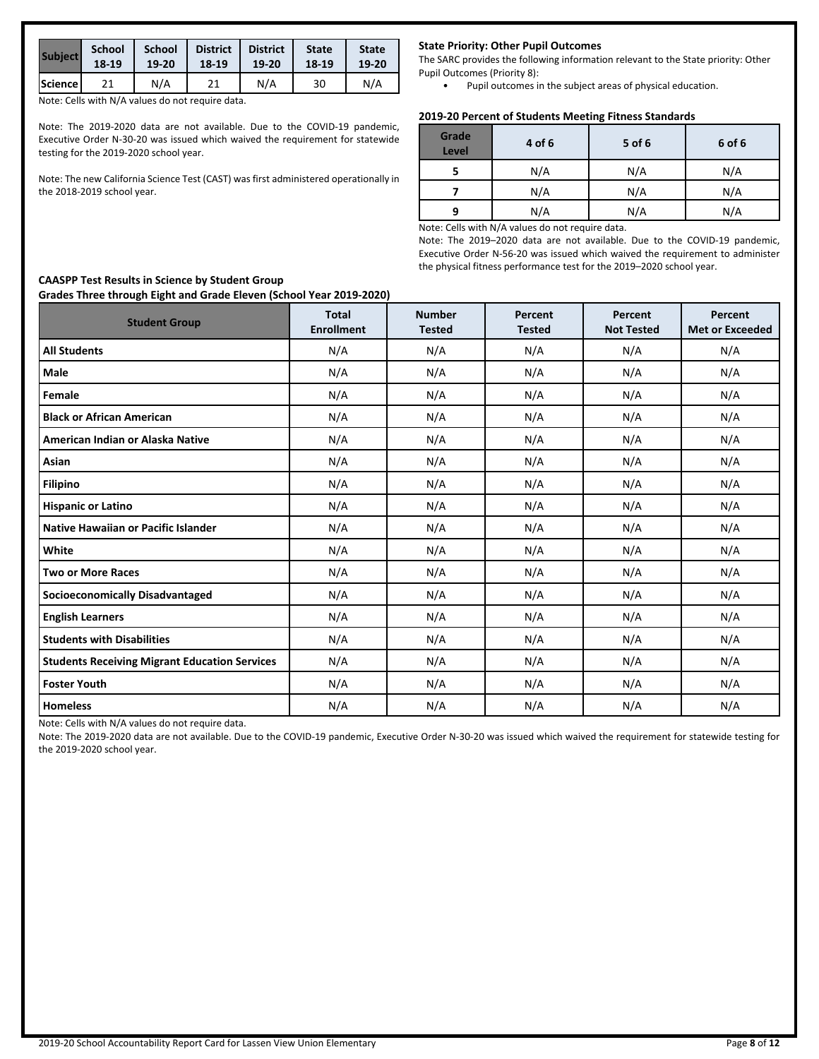| Subject | School 18-19 | School 19-20 | District 18-19 | District 19-20 | State 18-19 | State 19-20 |
|---|---|---|---|---|---|---|
| Science | 21 | N/A | 21 | N/A | 30 | N/A |

Note: Cells with N/A values do not require data.

Note: The 2019-2020 data are not available. Due to the COVID-19 pandemic, Executive Order N-30-20 was issued which waived the requirement for statewide testing for the 2019-2020 school year.

Note: The new California Science Test (CAST) was first administered operationally in the 2018-2019 school year.

**State Priority: Other Pupil Outcomes**

The SARC provides the following information relevant to the State priority: Other Pupil Outcomes (Priority 8):

- Pupil outcomes in the subject areas of physical education.

**2019-20 Percent of Students Meeting Fitness Standards**

| Grade Level | 4 of 6 | 5 of 6 | 6 of 6 |
|---|---|---|---|
| 5 | N/A | N/A | N/A |
| 7 | N/A | N/A | N/A |
| 9 | N/A | N/A | N/A |

Note: Cells with N/A values do not require data.

Note: The 2019–2020 data are not available. Due to the COVID-19 pandemic, Executive Order N-56-20 was issued which waived the requirement to administer the physical fitness performance test for the 2019–2020 school year.

**CAASPP Test Results in Science by Student Group**
**Grades Three through Eight and Grade Eleven (School Year 2019-2020)**

| Student Group | Total Enrollment | Number Tested | Percent Tested | Percent Not Tested | Percent Met or Exceeded |
|---|---|---|---|---|---|
| **All Students** | N/A | N/A | N/A | N/A | N/A |
| **Male** | N/A | N/A | N/A | N/A | N/A |
| **Female** | N/A | N/A | N/A | N/A | N/A |
| **Black or African American** | N/A | N/A | N/A | N/A | N/A |
| **American Indian or Alaska Native** | N/A | N/A | N/A | N/A | N/A |
| **Asian** | N/A | N/A | N/A | N/A | N/A |
| **Filipino** | N/A | N/A | N/A | N/A | N/A |
| **Hispanic or Latino** | N/A | N/A | N/A | N/A | N/A |
| **Native Hawaiian or Pacific Islander** | N/A | N/A | N/A | N/A | N/A |
| **White** | N/A | N/A | N/A | N/A | N/A |
| **Two or More Races** | N/A | N/A | N/A | N/A | N/A |
| **Socioeconomically Disadvantaged** | N/A | N/A | N/A | N/A | N/A |
| **English Learners** | N/A | N/A | N/A | N/A | N/A |
| **Students with Disabilities** | N/A | N/A | N/A | N/A | N/A |
| **Students Receiving Migrant Education Services** | N/A | N/A | N/A | N/A | N/A |
| **Foster Youth** | N/A | N/A | N/A | N/A | N/A |
| **Homeless** | N/A | N/A | N/A | N/A | N/A |

Note: Cells with N/A values do not require data.

Note: The 2019-2020 data are not available. Due to the COVID-19 pandemic, Executive Order N-30-20 was issued which waived the requirement for statewide testing for the 2019-2020 school year.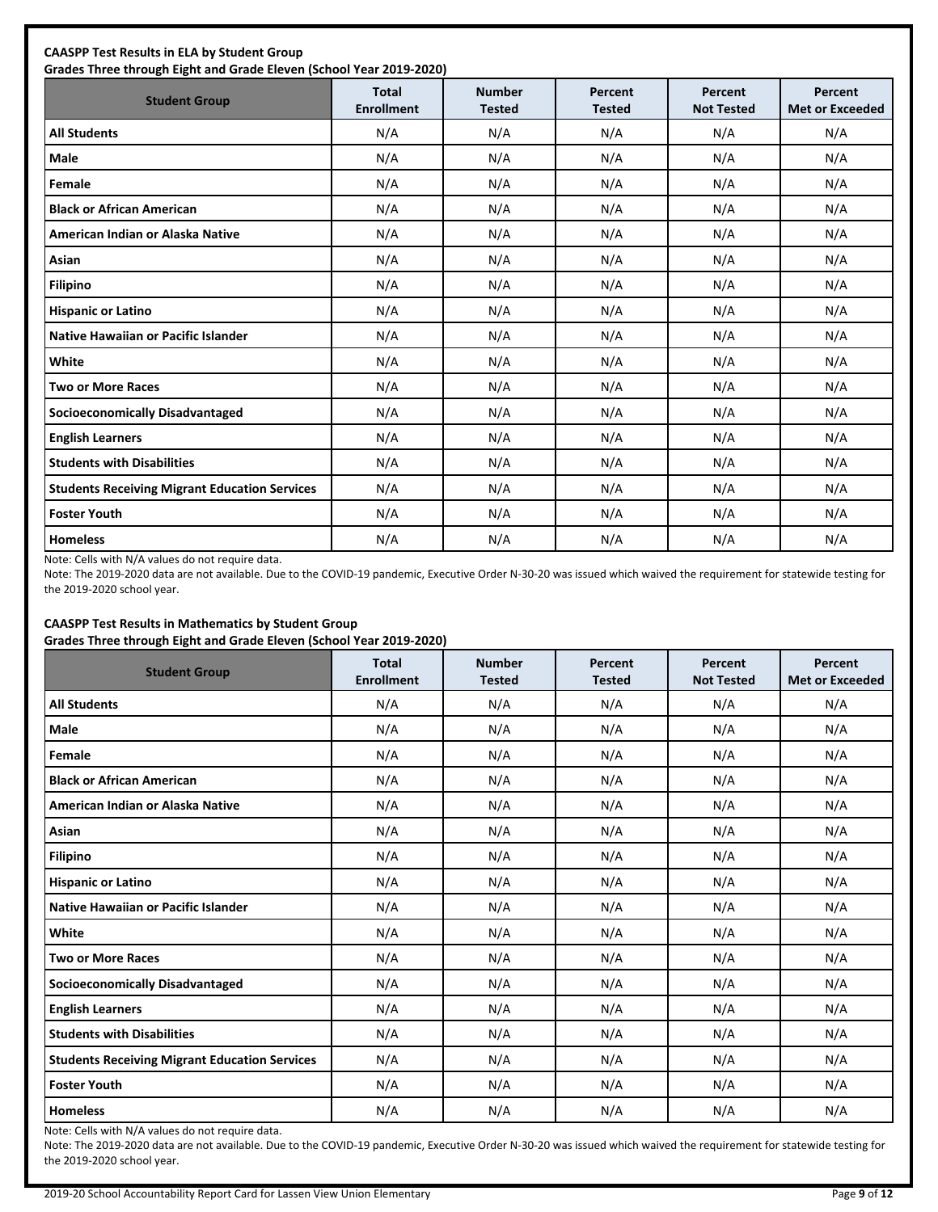**CAASPP Test Results in ELA by Student Group**
**Grades Three through Eight and Grade Eleven (School Year 2019-2020)**

| Student Group | Total Enrollment | Number Tested | Percent Tested | Percent Not Tested | Percent Met or Exceeded |
|---|---|---|---|---|---|
| **All Students** | N/A | N/A | N/A | N/A | N/A |
| **Male** | N/A | N/A | N/A | N/A | N/A |
| **Female** | N/A | N/A | N/A | N/A | N/A |
| **Black or African American** | N/A | N/A | N/A | N/A | N/A |
| **American Indian or Alaska Native** | N/A | N/A | N/A | N/A | N/A |
| **Asian** | N/A | N/A | N/A | N/A | N/A |
| **Filipino** | N/A | N/A | N/A | N/A | N/A |
| **Hispanic or Latino** | N/A | N/A | N/A | N/A | N/A |
| **Native Hawaiian or Pacific Islander** | N/A | N/A | N/A | N/A | N/A |
| **White** | N/A | N/A | N/A | N/A | N/A |
| **Two or More Races** | N/A | N/A | N/A | N/A | N/A |
| **Socioeconomically Disadvantaged** | N/A | N/A | N/A | N/A | N/A |
| **English Learners** | N/A | N/A | N/A | N/A | N/A |
| **Students with Disabilities** | N/A | N/A | N/A | N/A | N/A |
| **Students Receiving Migrant Education Services** | N/A | N/A | N/A | N/A | N/A |
| **Foster Youth** | N/A | N/A | N/A | N/A | N/A |
| **Homeless** | N/A | N/A | N/A | N/A | N/A |

Note: Cells with N/A values do not require data.

Note: The 2019-2020 data are not available. Due to the COVID-19 pandemic, Executive Order N-30-20 was issued which waived the requirement for statewide testing for the 2019-2020 school year.

**CAASPP Test Results in Mathematics by Student Group**
**Grades Three through Eight and Grade Eleven (School Year 2019-2020)**

| Student Group | Total Enrollment | Number Tested | Percent Tested | Percent Not Tested | Percent Met or Exceeded |
|---|---|---|---|---|---|
| **All Students** | N/A | N/A | N/A | N/A | N/A |
| **Male** | N/A | N/A | N/A | N/A | N/A |
| **Female** | N/A | N/A | N/A | N/A | N/A |
| **Black or African American** | N/A | N/A | N/A | N/A | N/A |
| **American Indian or Alaska Native** | N/A | N/A | N/A | N/A | N/A |
| **Asian** | N/A | N/A | N/A | N/A | N/A |
| **Filipino** | N/A | N/A | N/A | N/A | N/A |
| **Hispanic or Latino** | N/A | N/A | N/A | N/A | N/A |
| **Native Hawaiian or Pacific Islander** | N/A | N/A | N/A | N/A | N/A |
| **White** | N/A | N/A | N/A | N/A | N/A |
| **Two or More Races** | N/A | N/A | N/A | N/A | N/A |
| **Socioeconomically Disadvantaged** | N/A | N/A | N/A | N/A | N/A |
| **English Learners** | N/A | N/A | N/A | N/A | N/A |
| **Students with Disabilities** | N/A | N/A | N/A | N/A | N/A |
| **Students Receiving Migrant Education Services** | N/A | N/A | N/A | N/A | N/A |
| **Foster Youth** | N/A | N/A | N/A | N/A | N/A |
| **Homeless** | N/A | N/A | N/A | N/A | N/A |

Note: Cells with N/A values do not require data.

Note: The 2019-2020 data are not available. Due to the COVID-19 pandemic, Executive Order N-30-20 was issued which waived the requirement for statewide testing for the 2019-2020 school year.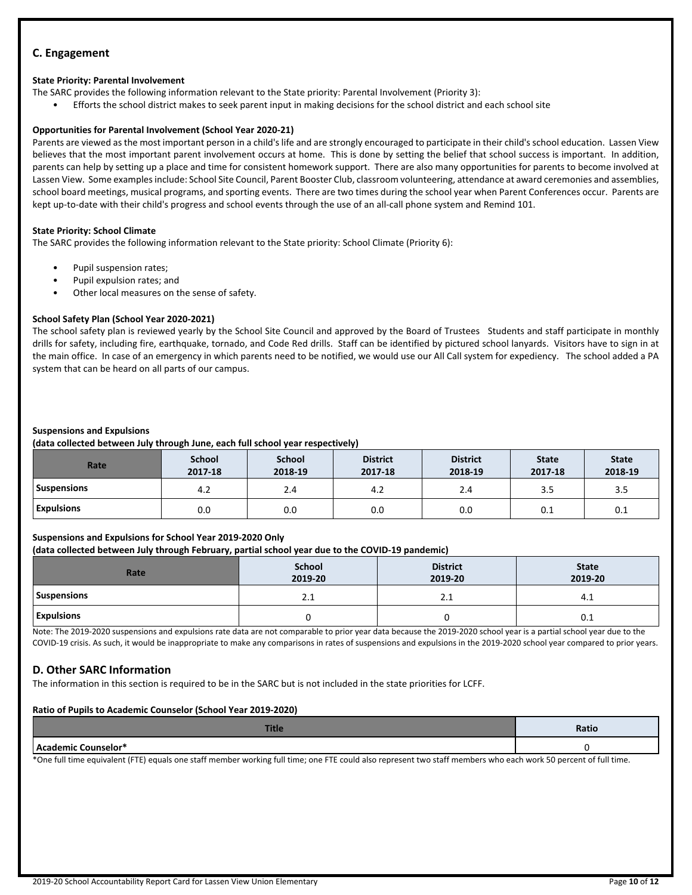## C. Engagement

**State Priority: Parental Involvement**

The SARC provides the following information relevant to the State priority: Parental Involvement (Priority 3):

- Efforts the school district makes to seek parent input in making decisions for the school district and each school site

**Opportunities for Parental Involvement (School Year 2020-21)**

Parents are viewed as the most important person in a child's life and are strongly encouraged to participate in their child's school education. Lassen View believes that the most important parent involvement occurs at home. This is done by setting the belief that school success is important. In addition, parents can help by setting up a place and time for consistent homework support. There are also many opportunities for parents to become involved at Lassen View. Some examples include: School Site Council, Parent Booster Club, classroom volunteering, attendance at award ceremonies and assemblies, school board meetings, musical programs, and sporting events. There are two times during the school year when Parent Conferences occur. Parents are kept up-to-date with their child's progress and school events through the use of an all-call phone system and Remind 101.

**State Priority: School Climate**

The SARC provides the following information relevant to the State priority: School Climate (Priority 6):

- Pupil suspension rates;
- Pupil expulsion rates; and
- Other local measures on the sense of safety.

**School Safety Plan (School Year 2020-2021)**

The school safety plan is reviewed yearly by the School Site Council and approved by the Board of Trustees Students and staff participate in monthly drills for safety, including fire, earthquake, tornado, and Code Red drills. Staff can be identified by pictured school lanyards. Visitors have to sign in at the main office. In case of an emergency in which parents need to be notified, we would use our All Call system for expediency. The school added a PA system that can be heard on all parts of our campus.

**Suspensions and Expulsions**
**(data collected between July through June, each full school year respectively)**

| Rate | School 2017-18 | School 2018-19 | District 2017-18 | District 2018-19 | State 2017-18 | State 2018-19 |
|---|---|---|---|---|---|---|
| **Suspensions** | 4.2 | 2.4 | 4.2 | 2.4 | 3.5 | 3.5 |
| **Expulsions** | 0.0 | 0.0 | 0.0 | 0.0 | 0.1 | 0.1 |

**Suspensions and Expulsions for School Year 2019-2020 Only**
**(data collected between July through February, partial school year due to the COVID-19 pandemic)**

| Rate | School 2019-20 | District 2019-20 | State 2019-20 |
|---|---|---|---|
| **Suspensions** | 2.1 | 2.1 | 4.1 |
| **Expulsions** | 0 | 0 | 0.1 |

Note: The 2019-2020 suspensions and expulsions rate data are not comparable to prior year data because the 2019-2020 school year is a partial school year due to the COVID-19 crisis. As such, it would be inappropriate to make any comparisons in rates of suspensions and expulsions in the 2019-2020 school year compared to prior years.

## D. Other SARC Information

The information in this section is required to be in the SARC but is not included in the state priorities for LCFF.

**Ratio of Pupils to Academic Counselor (School Year 2019-2020)**

| Title | Ratio |
|---|---|
| **Academic Counselor*** | 0 |

*One full time equivalent (FTE) equals one staff member working full time; one FTE could also represent two staff members who each work 50 percent of full time.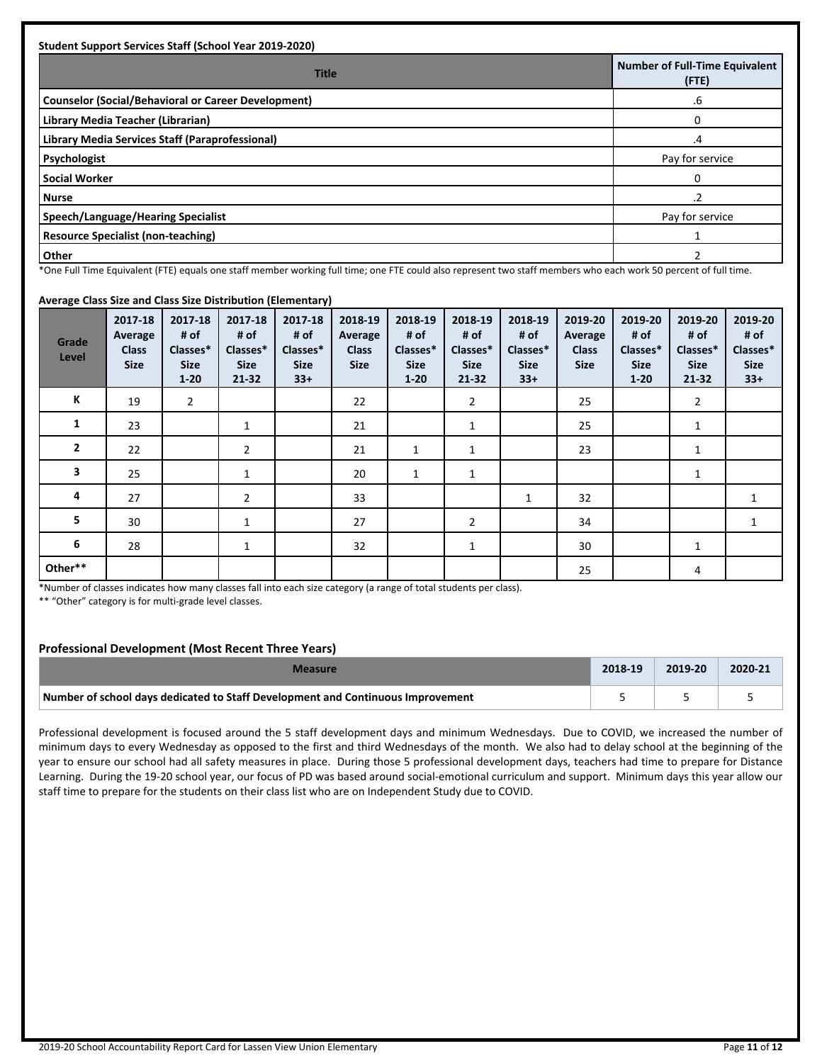**Student Support Services Staff (School Year 2019-2020)**

| Title | Number of Full-Time Equivalent (FTE) |
|---|---|
| **Counselor (Social/Behavioral or Career Development)** | .6 |
| **Library Media Teacher (Librarian)** | 0 |
| **Library Media Services Staff (Paraprofessional)** | .4 |
| **Psychologist** | Pay for service |
| **Social Worker** | 0 |
| **Nurse** | .2 |
| **Speech/Language/Hearing Specialist** | Pay for service |
| **Resource Specialist (non-teaching)** | 1 |
| **Other** | 2 |

*One Full Time Equivalent (FTE) equals one staff member working full time; one FTE could also represent two staff members who each work 50 percent of full time.

**Average Class Size and Class Size Distribution (Elementary)**

| Grade Level | 2017-18 Average Class Size | 2017-18 # of Classes* Size 1-20 | 2017-18 # of Classes* Size 21-32 | 2017-18 # of Classes* Size 33+ | 2018-19 Average Class Size | 2018-19 # of Classes* Size 1-20 | 2018-19 # of Classes* Size 21-32 | 2018-19 # of Classes* Size 33+ | 2019-20 Average Class Size | 2019-20 # of Classes* Size 1-20 | 2019-20 # of Classes* Size 21-32 | 2019-20 # of Classes* Size 33+ |
|---|---|---|---|---|---|---|---|---|---|---|---|---|
| **K** | 19 | 2 | | | 22 | | 2 | | 25 | | 2 | |
| **1** | 23 | | 1 | | 21 | | 1 | | 25 | | 1 | |
| **2** | 22 | | 2 | | 21 | 1 | 1 | | 23 | | 1 | |
| **3** | 25 | | 1 | | 20 | 1 | 1 | | | | 1 | |
| **4** | 27 | | 2 | | 33 | | | 1 | 32 | | | 1 |
| **5** | 30 | | 1 | | 27 | | 2 | | 34 | | | 1 |
| **6** | 28 | | 1 | | 32 | | 1 | | 30 | | 1 | |
| **Other**** | | | | | | | | | 25 | | 4 | |

*Number of classes indicates how many classes fall into each size category (a range of total students per class).

** "Other" category is for multi-grade level classes.

### Professional Development (Most Recent Three Years)

| Measure | 2018-19 | 2019-20 | 2020-21 |
|---|---|---|---|
| **Number of school days dedicated to Staff Development and Continuous Improvement** | 5 | 5 | 5 |

Professional development is focused around the 5 staff development days and minimum Wednesdays. Due to COVID, we increased the number of minimum days to every Wednesday as opposed to the first and third Wednesdays of the month. We also had to delay school at the beginning of the year to ensure our school had all safety measures in place. During those 5 professional development days, teachers had time to prepare for Distance Learning. During the 19-20 school year, our focus of PD was based around social-emotional curriculum and support. Minimum days this year allow our staff time to prepare for the students on their class list who are on Independent Study due to COVID.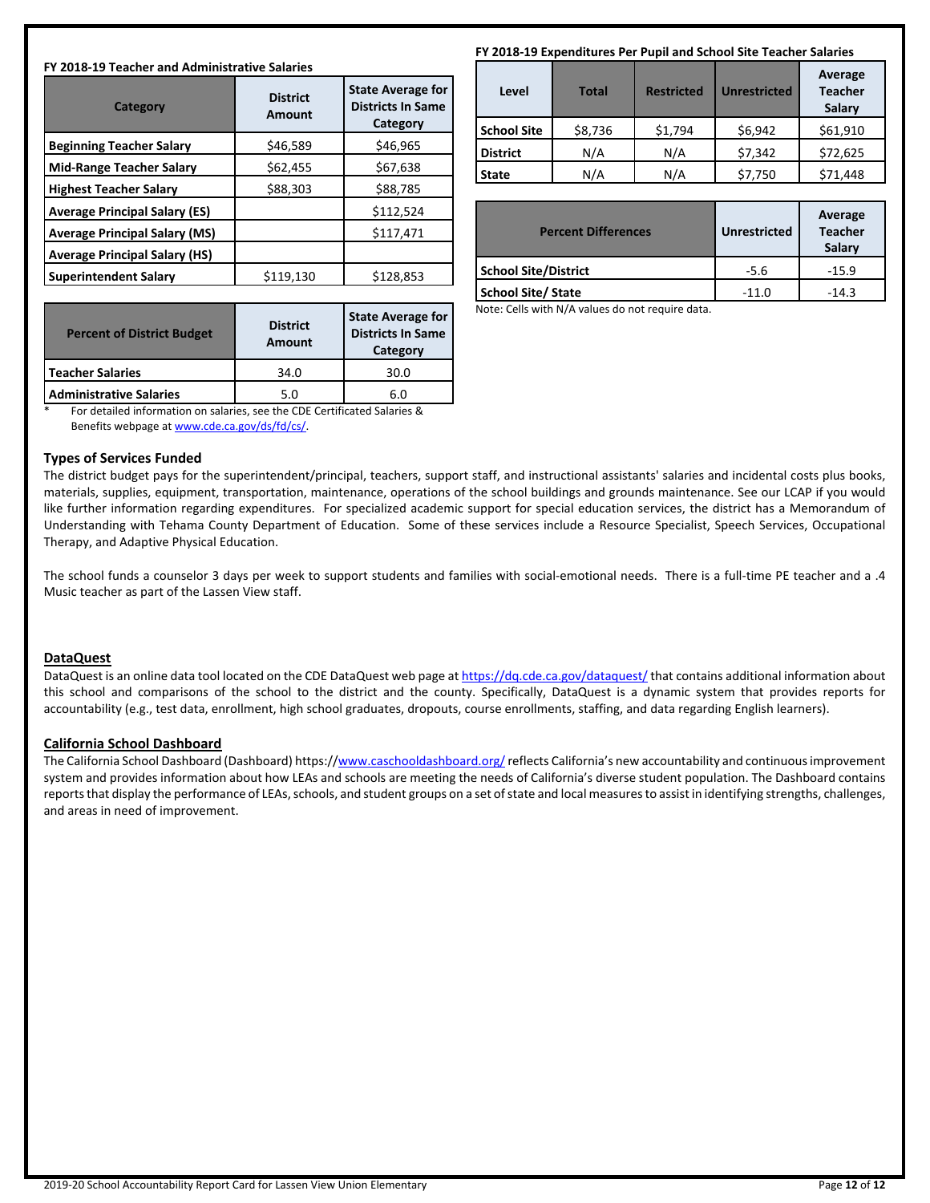**FY 2018-19 Teacher and Administrative Salaries**

| Category | District Amount | State Average for Districts In Same Category |
|---|---|---|
| Beginning Teacher Salary | $46,589 | $46,965 |
| Mid-Range Teacher Salary | $62,455 | $67,638 |
| Highest Teacher Salary | $88,303 | $88,785 |
| Average Principal Salary (ES) | | $112,524 |
| Average Principal Salary (MS) | | $117,471 |
| Average Principal Salary (HS) | | |
| Superintendent Salary | $119,130 | $128,853 |

| Percent of District Budget | District Amount | State Average for Districts In Same Category |
|---|---|---|
| Teacher Salaries | 34.0 | 30.0 |
| Administrative Salaries | 5.0 | 6.0 |

\* For detailed information on salaries, see the CDE Certificated Salaries & Benefits webpage at www.cde.ca.gov/ds/fd/cs/.

**FY 2018-19 Expenditures Per Pupil and School Site Teacher Salaries**

| Level | Total | Restricted | Unrestricted | Average Teacher Salary |
|---|---|---|---|---|
| School Site | $8,736 | $1,794 | $6,942 | $61,910 |
| District | N/A | N/A | $7,342 | $72,625 |
| State | N/A | N/A | $7,750 | $71,448 |

| Percent Differences | Unrestricted | Average Teacher Salary |
|---|---|---|
| School Site/District | -5.6 | -15.9 |
| School Site/ State | -11.0 | -14.3 |

Note: Cells with N/A values do not require data.

### Types of Services Funded

The district budget pays for the superintendent/principal, teachers, support staff, and instructional assistants' salaries and incidental costs plus books, materials, supplies, equipment, transportation, maintenance, operations of the school buildings and grounds maintenance. See our LCAP if you would like further information regarding expenditures. For specialized academic support for special education services, the district has a Memorandum of Understanding with Tehama County Department of Education. Some of these services include a Resource Specialist, Speech Services, Occupational Therapy, and Adaptive Physical Education.

The school funds a counselor 3 days per week to support students and families with social-emotional needs. There is a full-time PE teacher and a .4 Music teacher as part of the Lassen View staff.

### DataQuest

DataQuest is an online data tool located on the CDE DataQuest web page at https://dq.cde.ca.gov/dataquest/ that contains additional information about this school and comparisons of the school to the district and the county. Specifically, DataQuest is a dynamic system that provides reports for accountability (e.g., test data, enrollment, high school graduates, dropouts, course enrollments, staffing, and data regarding English learners).

### California School Dashboard

The California School Dashboard (Dashboard) https://www.caschooldashboard.org/ reflects California's new accountability and continuous improvement system and provides information about how LEAs and schools are meeting the needs of California's diverse student population. The Dashboard contains reports that display the performance of LEAs, schools, and student groups on a set of state and local measures to assist in identifying strengths, challenges, and areas in need of improvement.